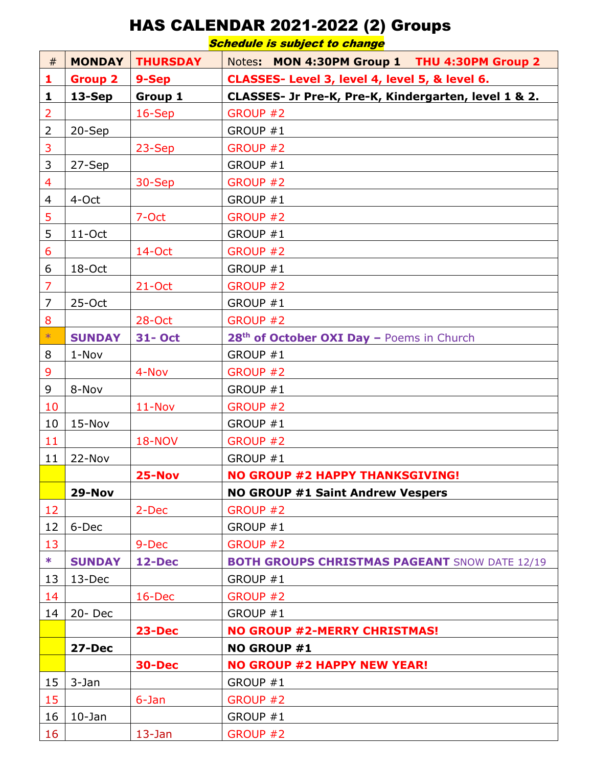# HAS CALENDAR 2021-2022 (2) Groups

***Schedule is subject to change***

| # | MONDAY | THURSDAY | Notes: **MON 4:30PM Group 1 THU 4:30PM Group 2** |
|---|---|---|---|
| **1** | **Group 2** | **9-Sep** | **CLASSES- Level 3, level 4, level 5, & level 6.** |
| **1** | **13-Sep** | **Group 1** | **CLASSES- Jr Pre-K, Pre-K, Kindergarten, level 1 & 2.** |
| 2 | | 16-Sep | GROUP #2 |
| 2 | 20-Sep | | GROUP #1 |
| 3 | | 23-Sep | GROUP #2 |
| 3 | 27-Sep | | GROUP #1 |
| 4 | | 30-Sep | GROUP #2 |
| 4 | 4-Oct | | GROUP #1 |
| 5 | | 7-Oct | GROUP #2 |
| 5 | 11-Oct | | GROUP #1 |
| 6 | | 14-Oct | GROUP #2 |
| 6 | 18-Oct | | GROUP #1 |
| 7 | | 21-Oct | GROUP #2 |
| 7 | 25-Oct | | GROUP #1 |
| 8 | | 28-Oct | GROUP #2 |
| * | **SUNDAY** | **31- Oct** | **28th of October OXI Day –** Poems in Church |
| 8 | 1-Nov | | GROUP #1 |
| 9 | | 4-Nov | GROUP #2 |
| 9 | 8-Nov | | GROUP #1 |
| 10 | | 11-Nov | GROUP #2 |
| 10 | 15-Nov | | GROUP #1 |
| 11 | | 18-NOV | GROUP #2 |
| 11 | 22-Nov | | GROUP #1 |
| | | **25-Nov** | **NO GROUP #2 HAPPY THANKSGIVING!** |
| | **29-Nov** | | **NO GROUP #1 Saint Andrew Vespers** |
| 12 | | 2-Dec | GROUP #2 |
| 12 | 6-Dec | | GROUP #1 |
| 13 | | 9-Dec | GROUP #2 |
| * | **SUNDAY** | **12-Dec** | **BOTH GROUPS CHRISTMAS PAGEANT** SNOW DATE 12/19 |
| 13 | 13-Dec | | GROUP #1 |
| 14 | | 16-Dec | GROUP #2 |
| 14 | 20- Dec | | GROUP #1 |
| | | **23-Dec** | **NO GROUP #2-MERRY CHRISTMAS!** |
| | **27-Dec** | | **NO GROUP #1** |
| | | **30-Dec** | **NO GROUP #2 HAPPY NEW YEAR!** |
| 15 | 3-Jan | | GROUP #1 |
| 15 | | 6-Jan | GROUP #2 |
| 16 | 10-Jan | | GROUP #1 |
| 16 | | 13-Jan | GROUP #2 |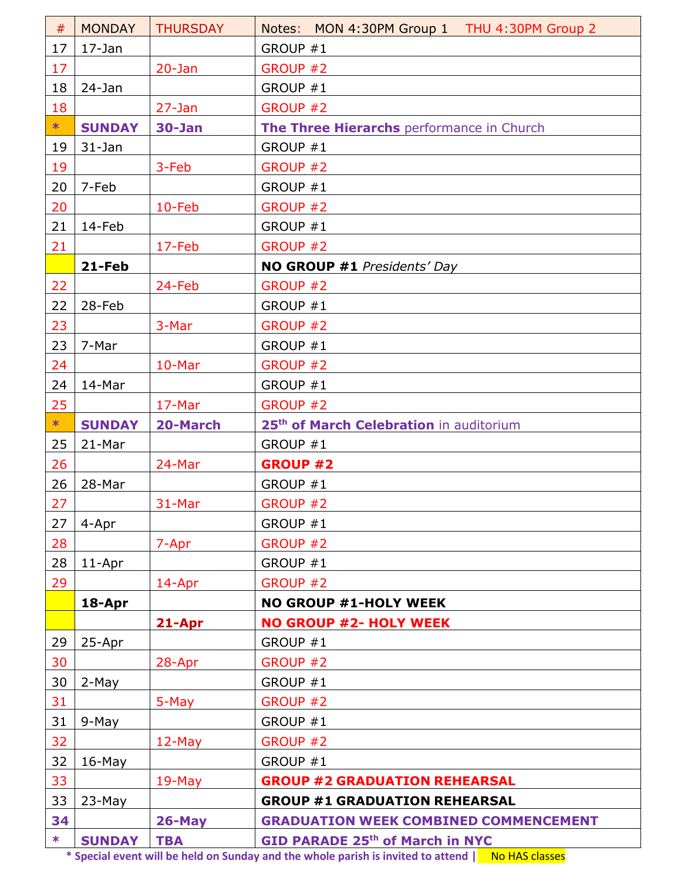| # | MONDAY | THURSDAY | Notes: MON 4:30PM Group 1 THU 4:30PM Group 2 |
|---|---|---|---|
| 17 | 17-Jan | | GROUP #1 |
| 17 | | 20-Jan | GROUP #2 |
| 18 | 24-Jan | | GROUP #1 |
| 18 | | 27-Jan | GROUP #2 |
| * | **SUNDAY** | **30-Jan** | **The Three Hierarchs** performance in Church |
| 19 | 31-Jan | | GROUP #1 |
| 19 | | 3-Feb | GROUP #2 |
| 20 | 7-Feb | | GROUP #1 |
| 20 | | 10-Feb | GROUP #2 |
| 21 | 14-Feb | | GROUP #1 |
| 21 | | 17-Feb | GROUP #2 |
| | **21-Feb** | | **NO GROUP #1** *Presidents' Day* |
| 22 | | 24-Feb | GROUP #2 |
| 22 | 28-Feb | | GROUP #1 |
| 23 | | 3-Mar | GROUP #2 |
| 23 | 7-Mar | | GROUP #1 |
| 24 | | 10-Mar | GROUP #2 |
| 24 | 14-Mar | | GROUP #1 |
| 25 | | 17-Mar | GROUP #2 |
| * | **SUNDAY** | **20-March** | **25th of March Celebration** in auditorium |
| 25 | 21-Mar | | GROUP #1 |
| 26 | | 24-Mar | **GROUP #2** |
| 26 | 28-Mar | | GROUP #1 |
| 27 | | 31-Mar | GROUP #2 |
| 27 | 4-Apr | | GROUP #1 |
| 28 | | 7-Apr | GROUP #2 |
| 28 | 11-Apr | | GROUP #1 |
| 29 | | 14-Apr | GROUP #2 |
| | **18-Apr** | | **NO GROUP #1-HOLY WEEK** |
| | | **21-Apr** | **NO GROUP #2- HOLY WEEK** |
| 29 | 25-Apr | | GROUP #1 |
| 30 | | 28-Apr | GROUP #2 |
| 30 | 2-May | | GROUP #1 |
| 31 | | 5-May | GROUP #2 |
| 31 | 9-May | | GROUP #1 |
| 32 | | 12-May | GROUP #2 |
| 32 | 16-May | | GROUP #1 |
| 33 | | 19-May | **GROUP #2 GRADUATION REHEARSAL** |
| 33 | 23-May | | **GROUP #1 GRADUATION REHEARSAL** |
| **34** | | **26-May** | **GRADUATION WEEK COMBINED COMMENCEMENT** |
| * | **SUNDAY** | **TBA** | **GID PARADE 25th of March in NYC** |

**\* Special event will be held on Sunday and the whole parish is invited to attend |** No HAS classes